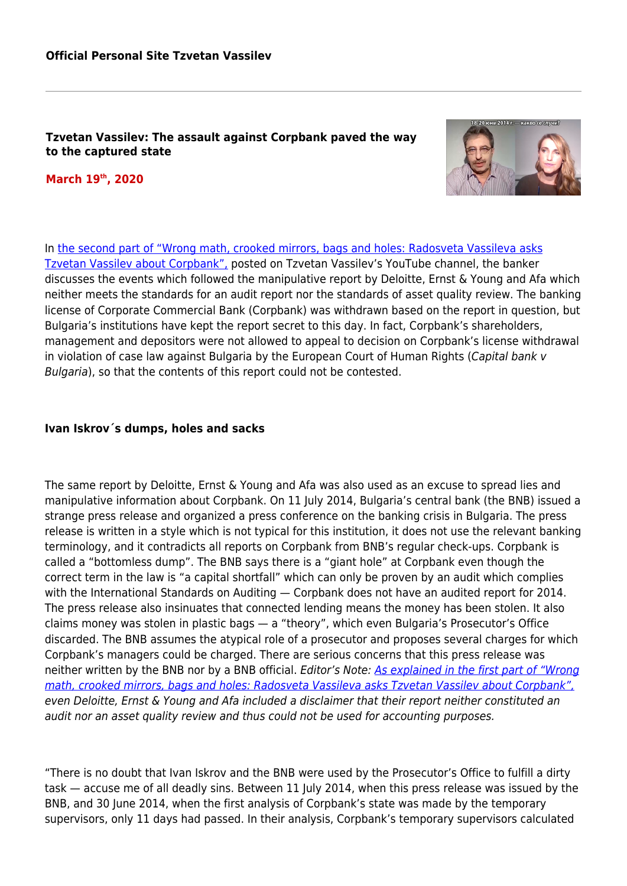**Official Personal Site Tzvetan Vassilev**

# Tzvetan Vassilev: The assault against Corpbank paved the way to the captured state

**March 19th, 2020**

In the second part of "Wrong math, crooked mirrors, bags and holes: Radosveta Vassileva asks Tzvetan Vassilev about Corpbank", posted on Tzvetan Vassilev's YouTube channel, the banker discusses the events which followed the manipulative report by Deloitte, Ernst & Young and Afa which neither meets the standards for an audit report nor the standards of asset quality review. The banking license of Corporate Commercial Bank (Corpbank) was withdrawn based on the report in question, but Bulgaria's institutions have kept the report secret to this day. In fact, Corpbank's shareholders, management and depositors were not allowed to appeal to decision on Corpbank's license withdrawal in violation of case law against Bulgaria by the European Court of Human Rights (*Capital bank v Bulgaria*), so that the contents of this report could not be contested.

## Ivan Iskrov´s dumps, holes and sacks

The same report by Deloitte, Ernst & Young and Afa was also used as an excuse to spread lies and manipulative information about Corpbank. On 11 July 2014, Bulgaria's central bank (the BNB) issued a strange press release and organized a press conference on the banking crisis in Bulgaria. The press release is written in a style which is not typical for this institution, it does not use the relevant banking terminology, and it contradicts all reports on Corpbank from BNB's regular check-ups. Corpbank is called a "bottomless dump". The BNB says there is a "giant hole" at Corpbank even though the correct term in the law is "a capital shortfall" which can only be proven by an audit which complies with the International Standards on Auditing — Corpbank does not have an audited report for 2014. The press release also insinuates that connected lending means the money has been stolen. It also claims money was stolen in plastic bags — a "theory", which even Bulgaria's Prosecutor's Office discarded. The BNB assumes the atypical role of a prosecutor and proposes several charges for which Corpbank's managers could be charged. There are serious concerns that this press release was neither written by the BNB nor by a BNB official. *Editor's Note: As explained in the first part of "Wrong math, crooked mirrors, bags and holes: Radosveta Vassileva asks Tzvetan Vassilev about Corpbank", even Deloitte, Ernst & Young and Afa included a disclaimer that their report neither constituted an audit nor an asset quality review and thus could not be used for accounting purposes.*

"There is no doubt that Ivan Iskrov and the BNB were used by the Prosecutor's Office to fulfill a dirty task — accuse me of all deadly sins. Between 11 July 2014, when this press release was issued by the BNB, and 30 June 2014, when the first analysis of Corpbank's state was made by the temporary supervisors, only 11 days had passed. In their analysis, Corpbank's temporary supervisors calculated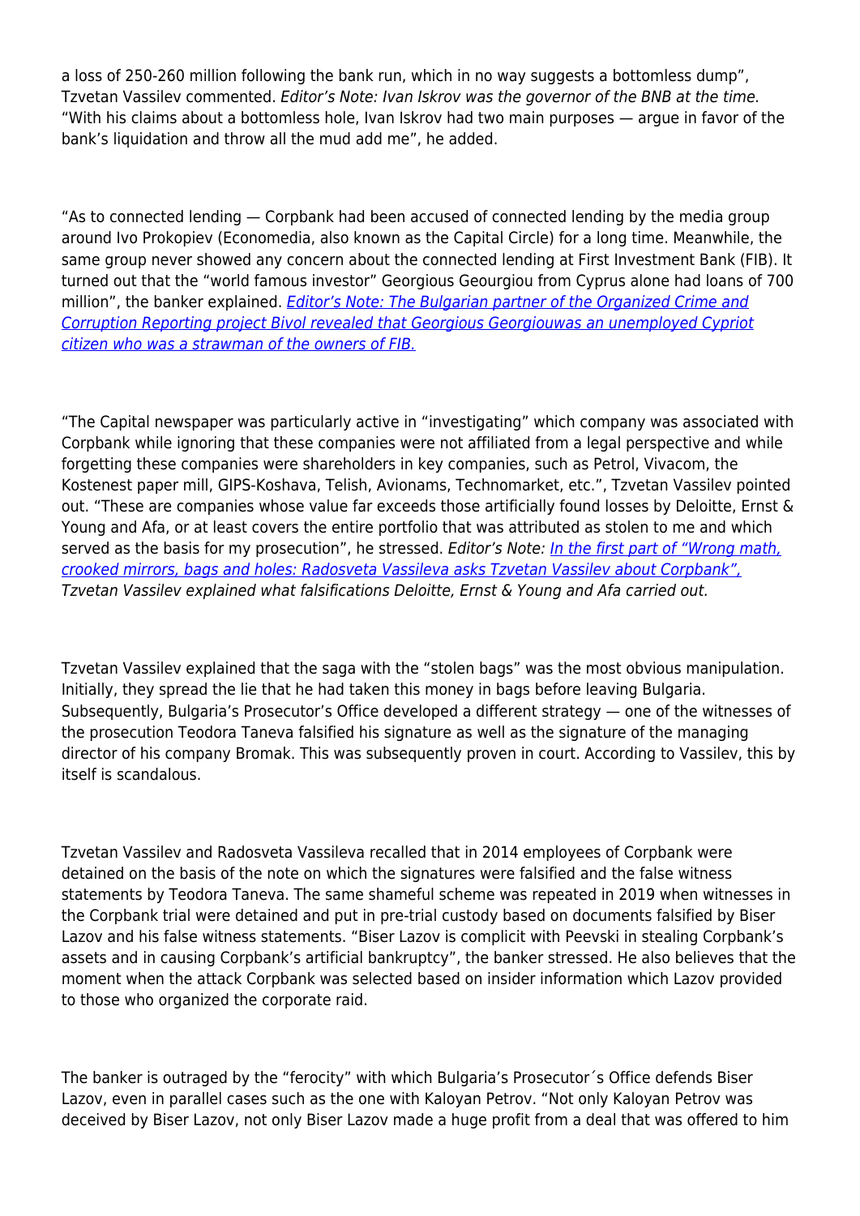a loss of 250-260 million following the bank run, which in no way suggests a bottomless dump", Tzvetan Vassilev commented. *Editor's Note: Ivan Iskrov was the governor of the BNB at the time.* "With his claims about a bottomless hole, Ivan Iskrov had two main purposes — argue in favor of the bank's liquidation and throw all the mud add me", he added.

"As to connected lending — Corpbank had been accused of connected lending by the media group around Ivo Prokopiev (Economedia, also known as the Capital Circle) for a long time. Meanwhile, the same group never showed any concern about the connected lending at First Investment Bank (FIB). It turned out that the "world famous investor" Georgious Geourgiou from Cyprus alone had loans of 700 million", the banker explained. *Editor's Note: The Bulgarian partner of the Organized Crime and Corruption Reporting project Bivol revealed that Georgious Georgiouwas an unemployed Cypriot citizen who was a strawman of the owners of FIB.*

"The Capital newspaper was particularly active in "investigating" which company was associated with Corpbank while ignoring that these companies were not affiliated from a legal perspective and while forgetting these companies were shareholders in key companies, such as Petrol, Vivacom, the Kostenest paper mill, GIPS-Koshava, Telish, Avionams, Technomarket, etc.", Tzvetan Vassilev pointed out. "These are companies whose value far exceeds those artificially found losses by Deloitte, Ernst & Young and Afa, or at least covers the entire portfolio that was attributed as stolen to me and which served as the basis for my prosecution", he stressed. *Editor's Note: In the first part of "Wrong math, crooked mirrors, bags and holes: Radosveta Vassileva asks Tzvetan Vassilev about Corpbank", Tzvetan Vassilev explained what falsifications Deloitte, Ernst & Young and Afa carried out.*

Tzvetan Vassilev explained that the saga with the "stolen bags" was the most obvious manipulation. Initially, they spread the lie that he had taken this money in bags before leaving Bulgaria. Subsequently, Bulgaria's Prosecutor's Office developed a different strategy — one of the witnesses of the prosecution Teodora Taneva falsified his signature as well as the signature of the managing director of his company Bromak. This was subsequently proven in court. According to Vassilev, this by itself is scandalous.

Tzvetan Vassilev and Radosveta Vassileva recalled that in 2014 employees of Corpbank were detained on the basis of the note on which the signatures were falsified and the false witness statements by Teodora Taneva. The same shameful scheme was repeated in 2019 when witnesses in the Corpbank trial were detained and put in pre-trial custody based on documents falsified by Biser Lazov and his false witness statements. "Biser Lazov is complicit with Peevski in stealing Corpbank's assets and in causing Corpbank's artificial bankruptcy", the banker stressed. He also believes that the moment when the attack Corpbank was selected based on insider information which Lazov provided to those who organized the corporate raid.

The banker is outraged by the "ferocity" with which Bulgaria's Prosecutor´s Office defends Biser Lazov, even in parallel cases such as the one with Kaloyan Petrov. "Not only Kaloyan Petrov was deceived by Biser Lazov, not only Biser Lazov made a huge profit from a deal that was offered to him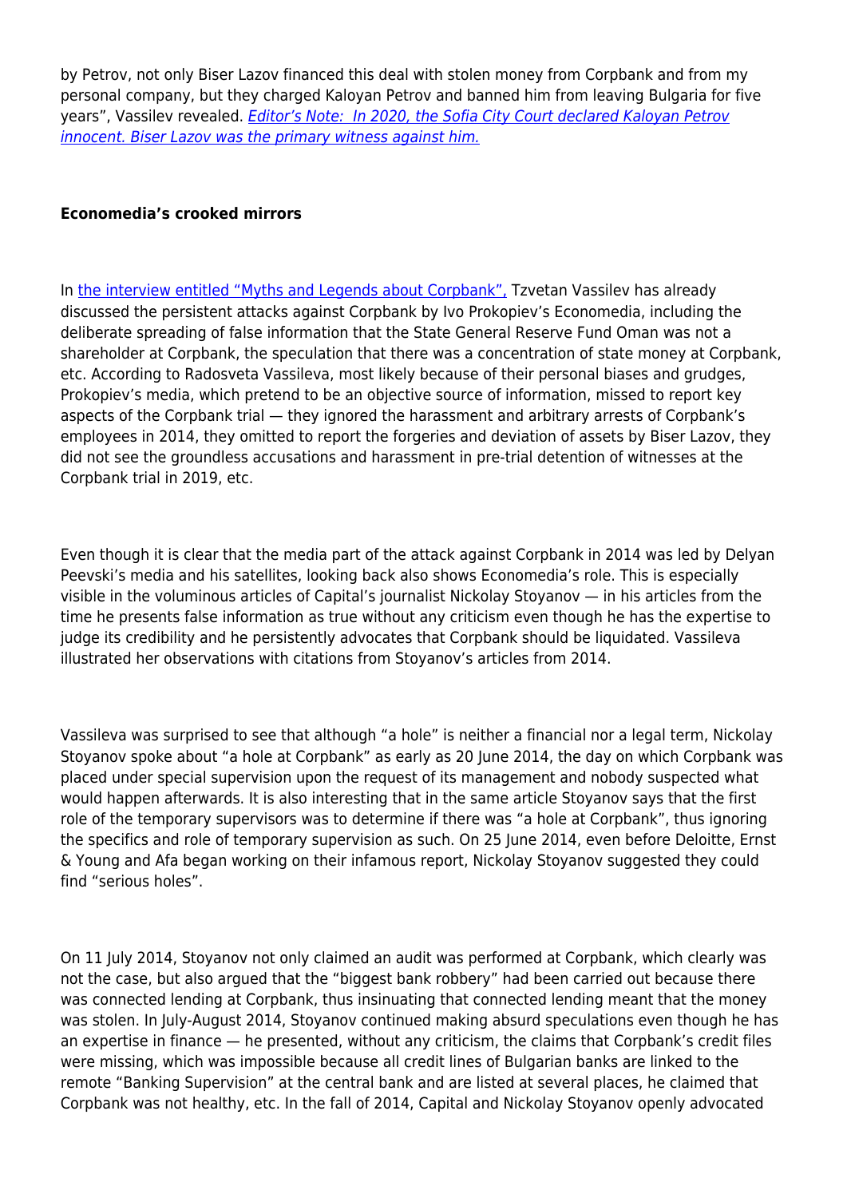by Petrov, not only Biser Lazov financed this deal with stolen money from Corpbank and from my personal company, but they charged Kaloyan Petrov and banned him from leaving Bulgaria for five years", Vassilev revealed. *Editor's Note: In 2020, the Sofia City Court declared Kaloyan Petrov innocent. Biser Lazov was the primary witness against him.*

**Economedia's crooked mirrors**

In the interview entitled "Myths and Legends about Corpbank", Tzvetan Vassilev has already discussed the persistent attacks against Corpbank by Ivo Prokopiev's Economedia, including the deliberate spreading of false information that the State General Reserve Fund Oman was not a shareholder at Corpbank, the speculation that there was a concentration of state money at Corpbank, etc. According to Radosveta Vassileva, most likely because of their personal biases and grudges, Prokopiev's media, which pretend to be an objective source of information, missed to report key aspects of the Corpbank trial — they ignored the harassment and arbitrary arrests of Corpbank's employees in 2014, they omitted to report the forgeries and deviation of assets by Biser Lazov, they did not see the groundless accusations and harassment in pre-trial detention of witnesses at the Corpbank trial in 2019, etc.

Even though it is clear that the media part of the attack against Corpbank in 2014 was led by Delyan Peevski's media and his satellites, looking back also shows Economedia's role. This is especially visible in the voluminous articles of Capital's journalist Nickolay Stoyanov — in his articles from the time he presents false information as true without any criticism even though he has the expertise to judge its credibility and he persistently advocates that Corpbank should be liquidated. Vassileva illustrated her observations with citations from Stoyanov's articles from 2014.

Vassileva was surprised to see that although "a hole" is neither a financial nor a legal term, Nickolay Stoyanov spoke about "a hole at Corpbank" as early as 20 June 2014, the day on which Corpbank was placed under special supervision upon the request of its management and nobody suspected what would happen afterwards. It is also interesting that in the same article Stoyanov says that the first role of the temporary supervisors was to determine if there was "a hole at Corpbank", thus ignoring the specifics and role of temporary supervision as such. On 25 June 2014, even before Deloitte, Ernst & Young and Afa began working on their infamous report, Nickolay Stoyanov suggested they could find "serious holes".

On 11 July 2014, Stoyanov not only claimed an audit was performed at Corpbank, which clearly was not the case, but also argued that the "biggest bank robbery" had been carried out because there was connected lending at Corpbank, thus insinuating that connected lending meant that the money was stolen. In July-August 2014, Stoyanov continued making absurd speculations even though he has an expertise in finance — he presented, without any criticism, the claims that Corpbank's credit files were missing, which was impossible because all credit lines of Bulgarian banks are linked to the remote "Banking Supervision" at the central bank and are listed at several places, he claimed that Corpbank was not healthy, etc. In the fall of 2014, Capital and Nickolay Stoyanov openly advocated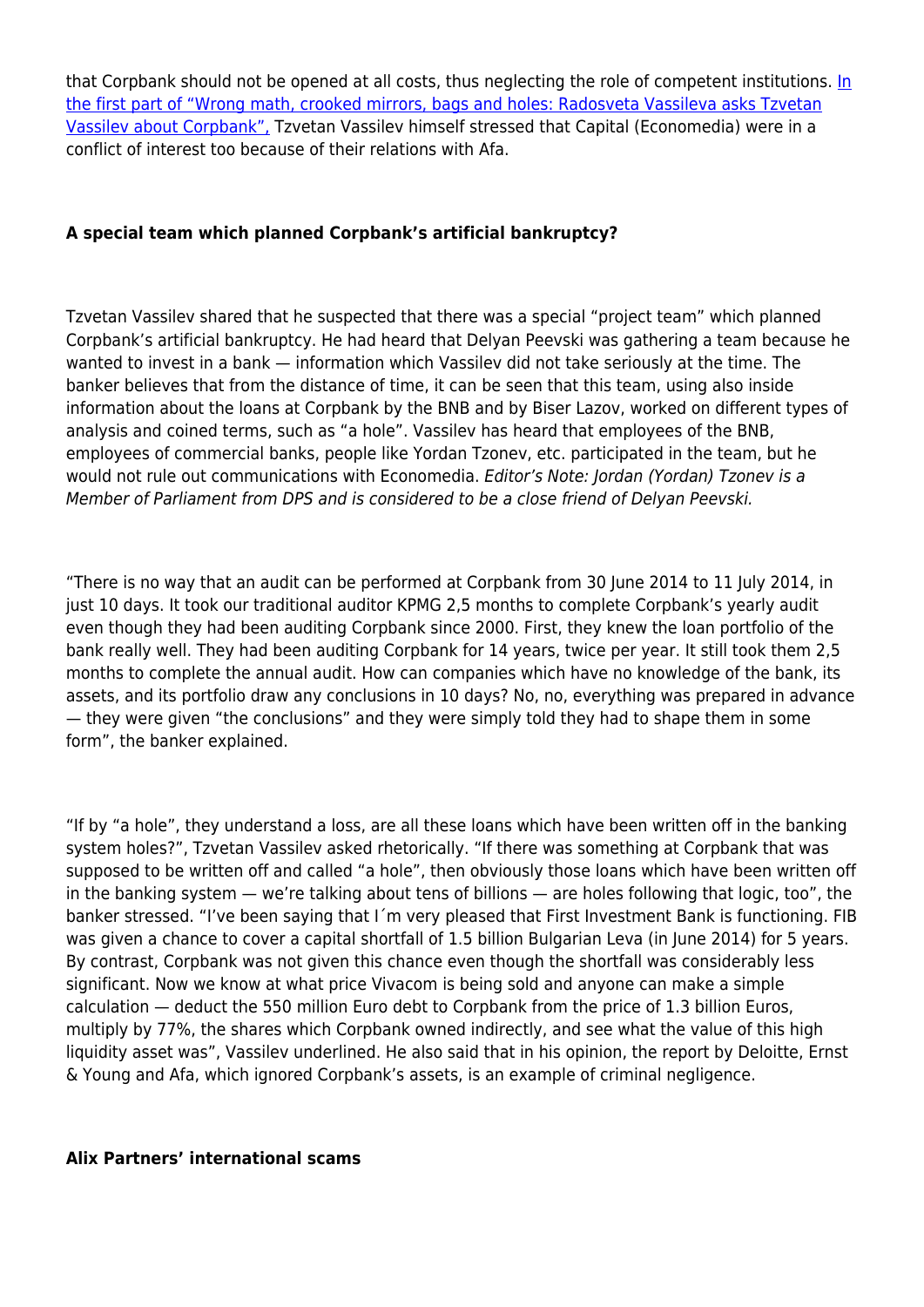that Corpbank should not be opened at all costs, thus neglecting the role of competent institutions. [In the first part of "Wrong math, crooked mirrors, bags and holes: Radosveta Vassileva asks Tzvetan Vassilev about Corpbank",]() Tzvetan Vassilev himself stressed that Capital (Economedia) were in a conflict of interest too because of their relations with Afa.

**A special team which planned Corpbank's artificial bankruptcy?**

Tzvetan Vassilev shared that he suspected that there was a special "project team" which planned Corpbank's artificial bankruptcy. He had heard that Delyan Peevski was gathering a team because he wanted to invest in a bank — information which Vassilev did not take seriously at the time. The banker believes that from the distance of time, it can be seen that this team, using also inside information about the loans at Corpbank by the BNB and by Biser Lazov, worked on different types of analysis and coined terms, such as "a hole". Vassilev has heard that employees of the BNB, employees of commercial banks, people like Yordan Tzonev, etc. participated in the team, but he would not rule out communications with Economedia. *Editor's Note: Jordan (Yordan) Tzonev is a Member of Parliament from DPS and is considered to be a close friend of Delyan Peevski.*

"There is no way that an audit can be performed at Corpbank from 30 June 2014 to 11 July 2014, in just 10 days. It took our traditional auditor KPMG 2,5 months to complete Corpbank's yearly audit even though they had been auditing Corpbank since 2000. First, they knew the loan portfolio of the bank really well. They had been auditing Corpbank for 14 years, twice per year. It still took them 2,5 months to complete the annual audit. How can companies which have no knowledge of the bank, its assets, and its portfolio draw any conclusions in 10 days? No, no, everything was prepared in advance — they were given "the conclusions" and they were simply told they had to shape them in some form", the banker explained.

"If by "a hole", they understand a loss, are all these loans which have been written off in the banking system holes?", Tzvetan Vassilev asked rhetorically. "If there was something at Corpbank that was supposed to be written off and called "a hole", then obviously those loans which have been written off in the banking system — we're talking about tens of billions — are holes following that logic, too", the banker stressed. "I've been saying that I´m very pleased that First Investment Bank is functioning. FIB was given a chance to cover a capital shortfall of 1.5 billion Bulgarian Leva (in June 2014) for 5 years. By contrast, Corpbank was not given this chance even though the shortfall was considerably less significant. Now we know at what price Vivacom is being sold and anyone can make a simple calculation — deduct the 550 million Euro debt to Corpbank from the price of 1.3 billion Euros, multiply by 77%, the shares which Corpbank owned indirectly, and see what the value of this high liquidity asset was", Vassilev underlined. He also said that in his opinion, the report by Deloitte, Ernst & Young and Afa, which ignored Corpbank's assets, is an example of criminal negligence.

**Alix Partners' international scams**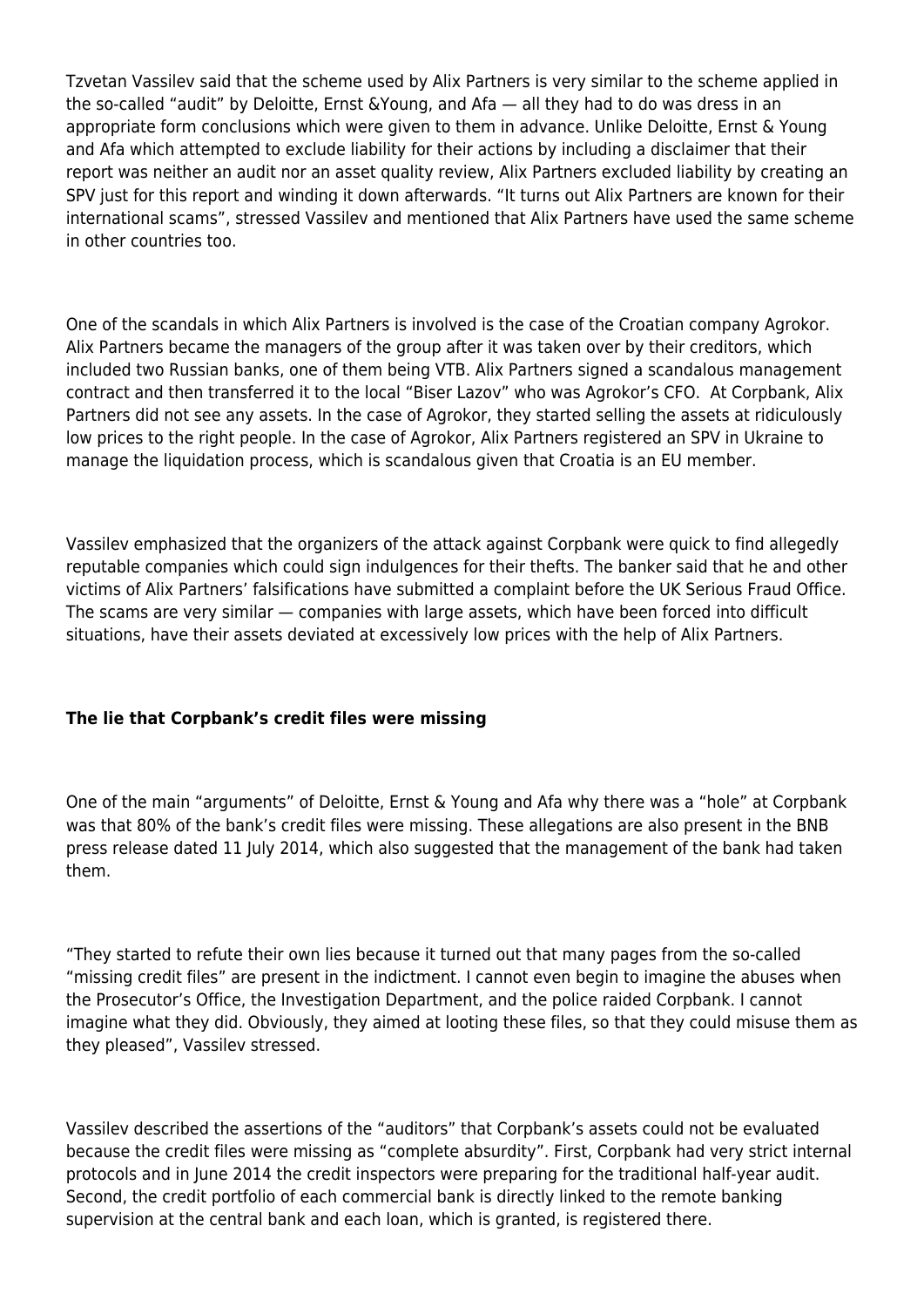Tzvetan Vassilev said that the scheme used by Alix Partners is very similar to the scheme applied in the so-called "audit" by Deloitte, Ernst &Young, and Afa — all they had to do was dress in an appropriate form conclusions which were given to them in advance. Unlike Deloitte, Ernst & Young and Afa which attempted to exclude liability for their actions by including a disclaimer that their report was neither an audit nor an asset quality review, Alix Partners excluded liability by creating an SPV just for this report and winding it down afterwards. "It turns out Alix Partners are known for their international scams", stressed Vassilev and mentioned that Alix Partners have used the same scheme in other countries too.

One of the scandals in which Alix Partners is involved is the case of the Croatian company Agrokor. Alix Partners became the managers of the group after it was taken over by their creditors, which included two Russian banks, one of them being VTB. Alix Partners signed a scandalous management contract and then transferred it to the local "Biser Lazov" who was Agrokor's CFO. At Corpbank, Alix Partners did not see any assets. In the case of Agrokor, they started selling the assets at ridiculously low prices to the right people. In the case of Agrokor, Alix Partners registered an SPV in Ukraine to manage the liquidation process, which is scandalous given that Croatia is an EU member.

Vassilev emphasized that the organizers of the attack against Corpbank were quick to find allegedly reputable companies which could sign indulgences for their thefts. The banker said that he and other victims of Alix Partners' falsifications have submitted a complaint before the UK Serious Fraud Office. The scams are very similar — companies with large assets, which have been forced into difficult situations, have their assets deviated at excessively low prices with the help of Alix Partners.

**The lie that Corpbank's credit files were missing**

One of the main "arguments" of Deloitte, Ernst & Young and Afa why there was a "hole" at Corpbank was that 80% of the bank's credit files were missing. These allegations are also present in the BNB press release dated 11 July 2014, which also suggested that the management of the bank had taken them.

"They started to refute their own lies because it turned out that many pages from the so-called "missing credit files" are present in the indictment. I cannot even begin to imagine the abuses when the Prosecutor's Office, the Investigation Department, and the police raided Corpbank. I cannot imagine what they did. Obviously, they aimed at looting these files, so that they could misuse them as they pleased", Vassilev stressed.

Vassilev described the assertions of the "auditors" that Corpbank's assets could not be evaluated because the credit files were missing as "complete absurdity". First, Corpbank had very strict internal protocols and in June 2014 the credit inspectors were preparing for the traditional half-year audit. Second, the credit portfolio of each commercial bank is directly linked to the remote banking supervision at the central bank and each loan, which is granted, is registered there.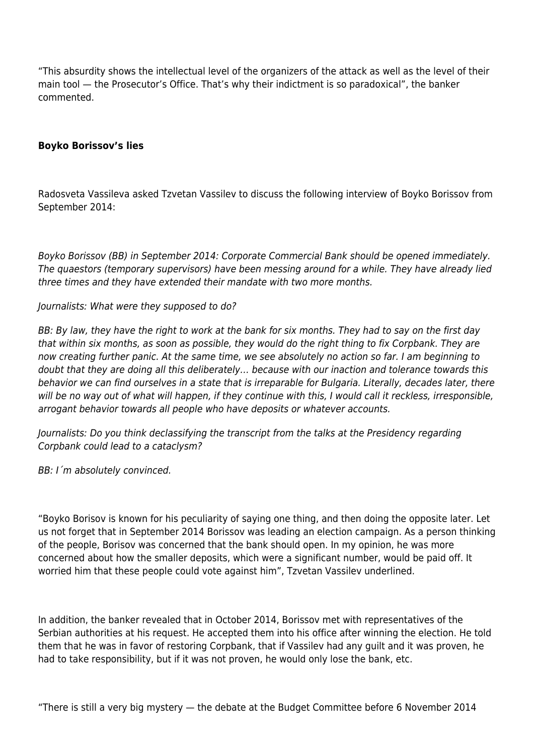"This absurdity shows the intellectual level of the organizers of the attack as well as the level of their main tool — the Prosecutor's Office. That's why their indictment is so paradoxical", the banker commented.

**Boyko Borissov's lies**

Radosveta Vassileva asked Tzvetan Vassilev to discuss the following interview of Boyko Borissov from September 2014:

*Boyko Borissov (BB) in September 2014: Corporate Commercial Bank should be opened immediately. The quaestors (temporary supervisors) have been messing around for a while. They have already lied three times and they have extended their mandate with two more months.*

*Journalists: What were they supposed to do?*

*BB: By law, they have the right to work at the bank for six months. They had to say on the first day that within six months, as soon as possible, they would do the right thing to fix Corpbank. They are now creating further panic. At the same time, we see absolutely no action so far. I am beginning to doubt that they are doing all this deliberately… because with our inaction and tolerance towards this behavior we can find ourselves in a state that is irreparable for Bulgaria. Literally, decades later, there will be no way out of what will happen, if they continue with this, I would call it reckless, irresponsible, arrogant behavior towards all people who have deposits or whatever accounts.*

*Journalists: Do you think declassifying the transcript from the talks at the Presidency regarding Corpbank could lead to a cataclysm?*

*BB: I´m absolutely convinced.*

"Boyko Borisov is known for his peculiarity of saying one thing, and then doing the opposite later. Let us not forget that in September 2014 Borissov was leading an election campaign. As a person thinking of the people, Borisov was concerned that the bank should open. In my opinion, he was more concerned about how the smaller deposits, which were a significant number, would be paid off. It worried him that these people could vote against him", Tzvetan Vassilev underlined.

In addition, the banker revealed that in October 2014, Borissov met with representatives of the Serbian authorities at his request. He accepted them into his office after winning the election. He told them that he was in favor of restoring Corpbank, that if Vassilev had any guilt and it was proven, he had to take responsibility, but if it was not proven, he would only lose the bank, etc.

"There is still a very big mystery — the debate at the Budget Committee before 6 November 2014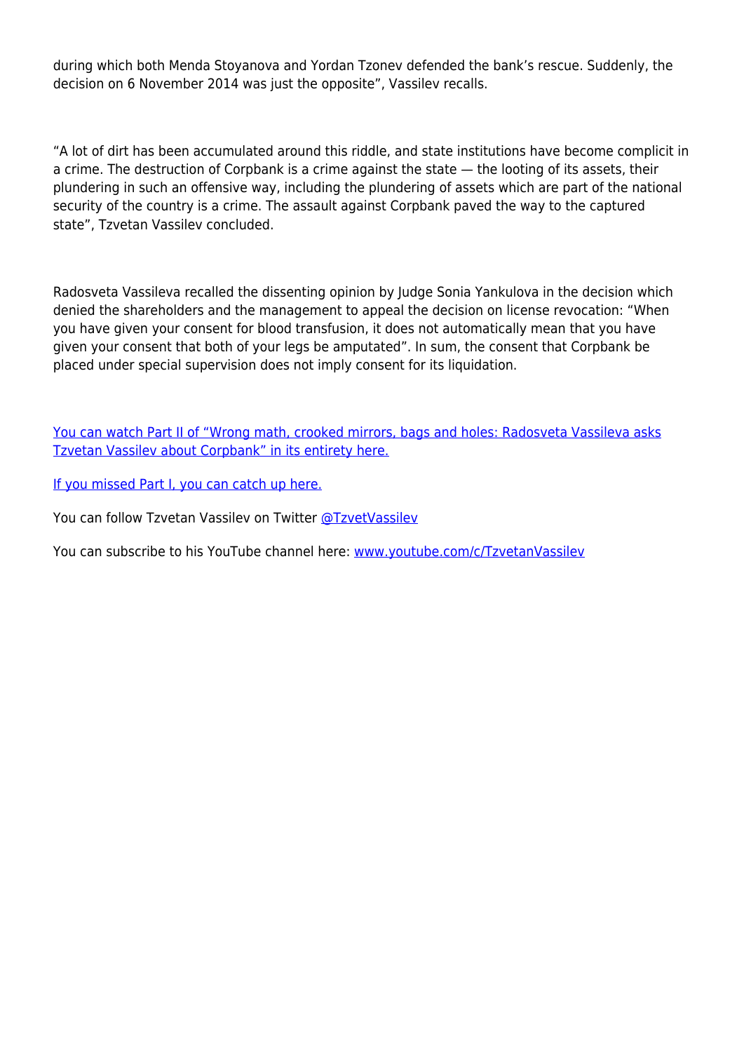during which both Menda Stoyanova and Yordan Tzonev defended the bank's rescue. Suddenly, the decision on 6 November 2014 was just the opposite", Vassilev recalls.

"A lot of dirt has been accumulated around this riddle, and state institutions have become complicit in a crime. The destruction of Corpbank is a crime against the state — the looting of its assets, their plundering in such an offensive way, including the plundering of assets which are part of the national security of the country is a crime. The assault against Corpbank paved the way to the captured state", Tzvetan Vassilev concluded.

Radosveta Vassileva recalled the dissenting opinion by Judge Sonia Yankulova in the decision which denied the shareholders and the management to appeal the decision on license revocation: "When you have given your consent for blood transfusion, it does not automatically mean that you have given your consent that both of your legs be amputated". In sum, the consent that Corpbank be placed under special supervision does not imply consent for its liquidation.

You can watch Part II of "Wrong math, crooked mirrors, bags and holes: Radosveta Vassileva asks Tzvetan Vassilev about Corpbank" in its entirety here.

If you missed Part I, you can catch up here.

You can follow Tzvetan Vassilev on Twitter @TzvetVassilev

You can subscribe to his YouTube channel here: www.youtube.com/c/TzvetanVassilev